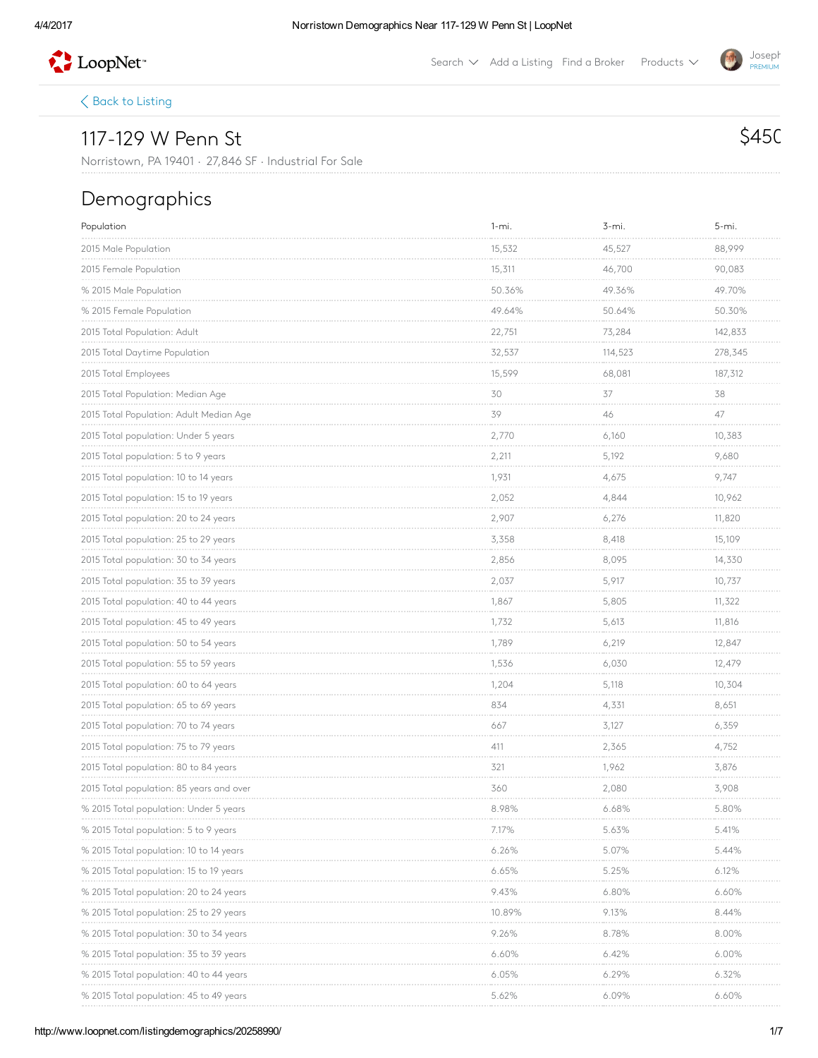[Back to Listing](#)

# 117-129 W Penn St

$450

Norristown, PA 19401 · 27,846 SF · Industrial For Sale

## Demographics

| Population | 1-mi. | 3-mi. | 5-mi. |
| --- | --- | --- | --- |
| 2015 Male Population | 15,532 | 45,527 | 88,999 |
| 2015 Female Population | 15,311 | 46,700 | 90,083 |
| % 2015 Male Population | 50.36% | 49.36% | 49.70% |
| % 2015 Female Population | 49.64% | 50.64% | 50.30% |
| 2015 Total Population: Adult | 22,751 | 73,284 | 142,833 |
| 2015 Total Daytime Population | 32,537 | 114,523 | 278,345 |
| 2015 Total Employees | 15,599 | 68,081 | 187,312 |
| 2015 Total Population: Median Age | 30 | 37 | 38 |
| 2015 Total Population: Adult Median Age | 39 | 46 | 47 |
| 2015 Total population: Under 5 years | 2,770 | 6,160 | 10,383 |
| 2015 Total population: 5 to 9 years | 2,211 | 5,192 | 9,680 |
| 2015 Total population: 10 to 14 years | 1,931 | 4,675 | 9,747 |
| 2015 Total population: 15 to 19 years | 2,052 | 4,844 | 10,962 |
| 2015 Total population: 20 to 24 years | 2,907 | 6,276 | 11,820 |
| 2015 Total population: 25 to 29 years | 3,358 | 8,418 | 15,109 |
| 2015 Total population: 30 to 34 years | 2,856 | 8,095 | 14,330 |
| 2015 Total population: 35 to 39 years | 2,037 | 5,917 | 10,737 |
| 2015 Total population: 40 to 44 years | 1,867 | 5,805 | 11,322 |
| 2015 Total population: 45 to 49 years | 1,732 | 5,613 | 11,816 |
| 2015 Total population: 50 to 54 years | 1,789 | 6,219 | 12,847 |
| 2015 Total population: 55 to 59 years | 1,536 | 6,030 | 12,479 |
| 2015 Total population: 60 to 64 years | 1,204 | 5,118 | 10,304 |
| 2015 Total population: 65 to 69 years | 834 | 4,331 | 8,651 |
| 2015 Total population: 70 to 74 years | 667 | 3,127 | 6,359 |
| 2015 Total population: 75 to 79 years | 411 | 2,365 | 4,752 |
| 2015 Total population: 80 to 84 years | 321 | 1,962 | 3,876 |
| 2015 Total population: 85 years and over | 360 | 2,080 | 3,908 |
| % 2015 Total population: Under 5 years | 8.98% | 6.68% | 5.80% |
| % 2015 Total population: 5 to 9 years | 7.17% | 5.63% | 5.41% |
| % 2015 Total population: 10 to 14 years | 6.26% | 5.07% | 5.44% |
| % 2015 Total population: 15 to 19 years | 6.65% | 5.25% | 6.12% |
| % 2015 Total population: 20 to 24 years | 9.43% | 6.80% | 6.60% |
| % 2015 Total population: 25 to 29 years | 10.89% | 9.13% | 8.44% |
| % 2015 Total population: 30 to 34 years | 9.26% | 8.78% | 8.00% |
| % 2015 Total population: 35 to 39 years | 6.60% | 6.42% | 6.00% |
| % 2015 Total population: 40 to 44 years | 6.05% | 6.29% | 6.32% |
| % 2015 Total population: 45 to 49 years | 5.62% | 6.09% | 6.60% |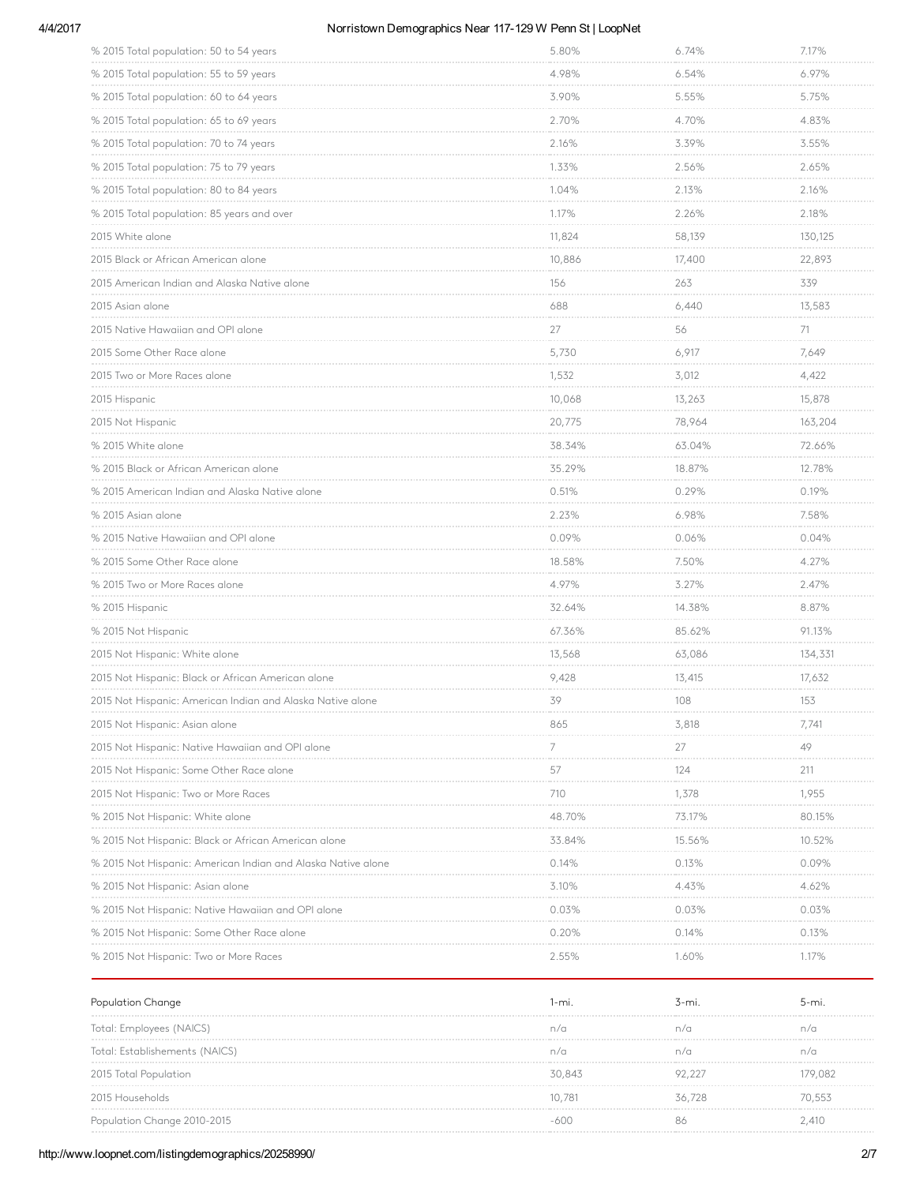| | | | |
|---|---|---|---|
| % 2015 Total population: 50 to 54 years | 5.80% | 6.74% | 7.17% |
| % 2015 Total population: 55 to 59 years | 4.98% | 6.54% | 6.97% |
| % 2015 Total population: 60 to 64 years | 3.90% | 5.55% | 5.75% |
| % 2015 Total population: 65 to 69 years | 2.70% | 4.70% | 4.83% |
| % 2015 Total population: 70 to 74 years | 2.16% | 3.39% | 3.55% |
| % 2015 Total population: 75 to 79 years | 1.33% | 2.56% | 2.65% |
| % 2015 Total population: 80 to 84 years | 1.04% | 2.13% | 2.16% |
| % 2015 Total population: 85 years and over | 1.17% | 2.26% | 2.18% |
| 2015 White alone | 11,824 | 58,139 | 130,125 |
| 2015 Black or African American alone | 10,886 | 17,400 | 22,893 |
| 2015 American Indian and Alaska Native alone | 156 | 263 | 339 |
| 2015 Asian alone | 688 | 6,440 | 13,583 |
| 2015 Native Hawaiian and OPI alone | 27 | 56 | 71 |
| 2015 Some Other Race alone | 5,730 | 6,917 | 7,649 |
| 2015 Two or More Races alone | 1,532 | 3,012 | 4,422 |
| 2015 Hispanic | 10,068 | 13,263 | 15,878 |
| 2015 Not Hispanic | 20,775 | 78,964 | 163,204 |
| % 2015 White alone | 38.34% | 63.04% | 72.66% |
| % 2015 Black or African American alone | 35.29% | 18.87% | 12.78% |
| % 2015 American Indian and Alaska Native alone | 0.51% | 0.29% | 0.19% |
| % 2015 Asian alone | 2.23% | 6.98% | 7.58% |
| % 2015 Native Hawaiian and OPI alone | 0.09% | 0.06% | 0.04% |
| % 2015 Some Other Race alone | 18.58% | 7.50% | 4.27% |
| % 2015 Two or More Races alone | 4.97% | 3.27% | 2.47% |
| % 2015 Hispanic | 32.64% | 14.38% | 8.87% |
| % 2015 Not Hispanic | 67.36% | 85.62% | 91.13% |
| 2015 Not Hispanic: White alone | 13,568 | 63,086 | 134,331 |
| 2015 Not Hispanic: Black or African American alone | 9,428 | 13,415 | 17,632 |
| 2015 Not Hispanic: American Indian and Alaska Native alone | 39 | 108 | 153 |
| 2015 Not Hispanic: Asian alone | 865 | 3,818 | 7,741 |
| 2015 Not Hispanic: Native Hawaiian and OPI alone | 7 | 27 | 49 |
| 2015 Not Hispanic: Some Other Race alone | 57 | 124 | 211 |
| 2015 Not Hispanic: Two or More Races | 710 | 1,378 | 1,955 |
| % 2015 Not Hispanic: White alone | 48.70% | 73.17% | 80.15% |
| % 2015 Not Hispanic: Black or African American alone | 33.84% | 15.56% | 10.52% |
| % 2015 Not Hispanic: American Indian and Alaska Native alone | 0.14% | 0.13% | 0.09% |
| % 2015 Not Hispanic: Asian alone | 3.10% | 4.43% | 4.62% |
| % 2015 Not Hispanic: Native Hawaiian and OPI alone | 0.03% | 0.03% | 0.03% |
| % 2015 Not Hispanic: Some Other Race alone | 0.20% | 0.14% | 0.13% |
| % 2015 Not Hispanic: Two or More Races | 2.55% | 1.60% | 1.17% |

| Population Change | 1-mi. | 3-mi. | 5-mi. |
|---|---|---|---|
| Total: Employees (NAICS) | n/a | n/a | n/a |
| Total: Establishements (NAICS) | n/a | n/a | n/a |
| 2015 Total Population | 30,843 | 92,227 | 179,082 |
| 2015 Households | 10,781 | 36,728 | 70,553 |
| Population Change 2010-2015 | -600 | 86 | 2,410 |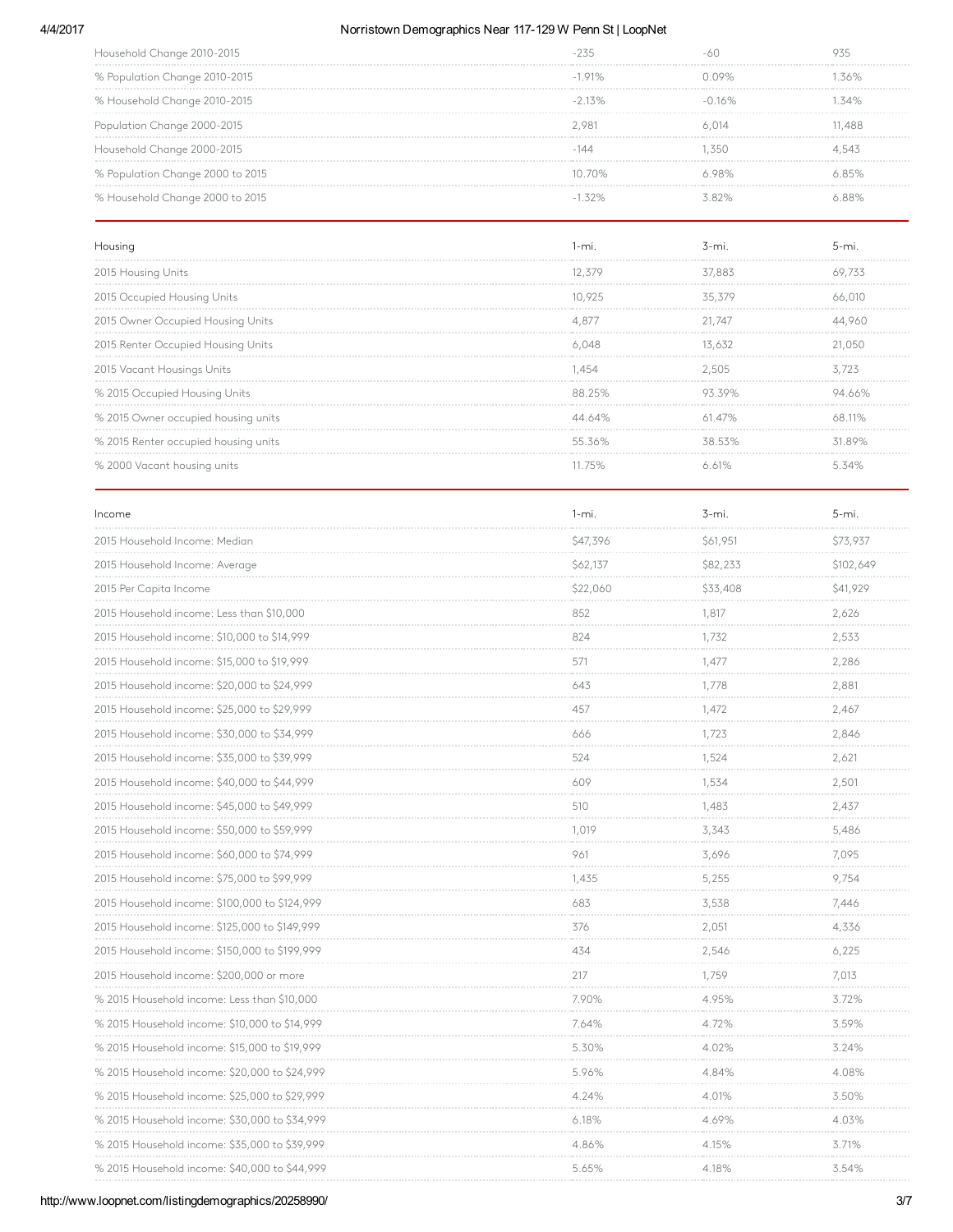| | | | |
|---|---|---|---|
| Household Change 2010-2015 | -235 | -60 | 935 |
| % Population Change 2010-2015 | -1.91% | 0.09% | 1.36% |
| % Household Change 2010-2015 | -2.13% | -0.16% | 1.34% |
| Population Change 2000-2015 | 2,981 | 6,014 | 11,488 |
| Household Change 2000-2015 | -144 | 1,350 | 4,543 |
| % Population Change 2000 to 2015 | 10.70% | 6.98% | 6.85% |
| % Household Change 2000 to 2015 | -1.32% | 3.82% | 6.88% |

| Housing | 1-mi. | 3-mi. | 5-mi. |
|---|---|---|---|
| 2015 Housing Units | 12,379 | 37,883 | 69,733 |
| 2015 Occupied Housing Units | 10,925 | 35,379 | 66,010 |
| 2015 Owner Occupied Housing Units | 4,877 | 21,747 | 44,960 |
| 2015 Renter Occupied Housing Units | 6,048 | 13,632 | 21,050 |
| 2015 Vacant Housings Units | 1,454 | 2,505 | 3,723 |
| % 2015 Occupied Housing Units | 88.25% | 93.39% | 94.66% |
| % 2015 Owner occupied housing units | 44.64% | 61.47% | 68.11% |
| % 2015 Renter occupied housing units | 55.36% | 38.53% | 31.89% |
| % 2000 Vacant housing units | 11.75% | 6.61% | 5.34% |

| Income | 1-mi. | 3-mi. | 5-mi. |
|---|---|---|---|
| 2015 Household Income: Median | $47,396 | $61,951 | $73,937 |
| 2015 Household Income: Average | $62,137 | $82,233 | $102,649 |
| 2015 Per Capita Income | $22,060 | $33,408 | $41,929 |
| 2015 Household income: Less than $10,000 | 852 | 1,817 | 2,626 |
| 2015 Household income: $10,000 to $14,999 | 824 | 1,732 | 2,533 |
| 2015 Household income: $15,000 to $19,999 | 571 | 1,477 | 2,286 |
| 2015 Household income: $20,000 to $24,999 | 643 | 1,778 | 2,881 |
| 2015 Household income: $25,000 to $29,999 | 457 | 1,472 | 2,467 |
| 2015 Household income: $30,000 to $34,999 | 666 | 1,723 | 2,846 |
| 2015 Household income: $35,000 to $39,999 | 524 | 1,524 | 2,621 |
| 2015 Household income: $40,000 to $44,999 | 609 | 1,534 | 2,501 |
| 2015 Household income: $45,000 to $49,999 | 510 | 1,483 | 2,437 |
| 2015 Household income: $50,000 to $59,999 | 1,019 | 3,343 | 5,486 |
| 2015 Household income: $60,000 to $74,999 | 961 | 3,696 | 7,095 |
| 2015 Household income: $75,000 to $99,999 | 1,435 | 5,255 | 9,754 |
| 2015 Household income: $100,000 to $124,999 | 683 | 3,538 | 7,446 |
| 2015 Household income: $125,000 to $149,999 | 376 | 2,051 | 4,336 |
| 2015 Household income: $150,000 to $199,999 | 434 | 2,546 | 6,225 |
| 2015 Household income: $200,000 or more | 217 | 1,759 | 7,013 |
| % 2015 Household income: Less than $10,000 | 7.90% | 4.95% | 3.72% |
| % 2015 Household income: $10,000 to $14,999 | 7.64% | 4.72% | 3.59% |
| % 2015 Household income: $15,000 to $19,999 | 5.30% | 4.02% | 3.24% |
| % 2015 Household income: $20,000 to $24,999 | 5.96% | 4.84% | 4.08% |
| % 2015 Household income: $25,000 to $29,999 | 4.24% | 4.01% | 3.50% |
| % 2015 Household income: $30,000 to $34,999 | 6.18% | 4.69% | 4.03% |
| % 2015 Household income: $35,000 to $39,999 | 4.86% | 4.15% | 3.71% |
| % 2015 Household income: $40,000 to $44,999 | 5.65% | 4.18% | 3.54% |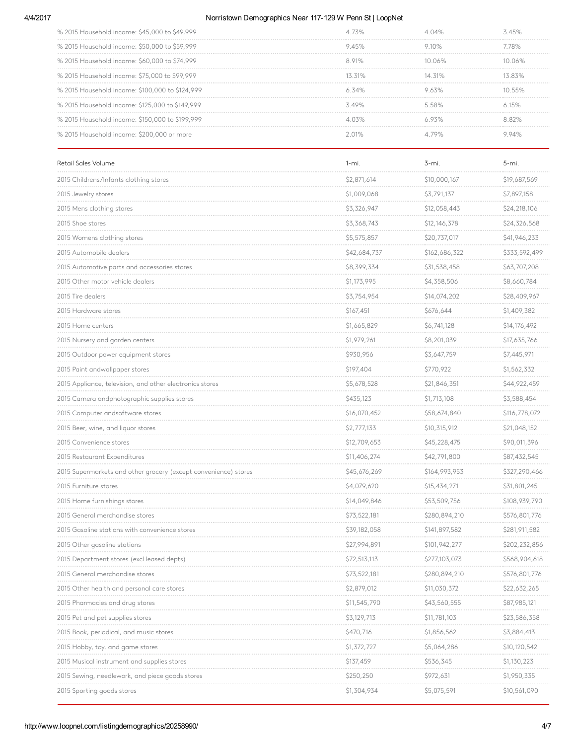| | | | |
|---|---|---|---|
| % 2015 Household income: $45,000 to $49,999 | 4.73% | 4.04% | 3.45% |
| % 2015 Household income: $50,000 to $59,999 | 9.45% | 9.10% | 7.78% |
| % 2015 Household income: $60,000 to $74,999 | 8.91% | 10.06% | 10.06% |
| % 2015 Household income: $75,000 to $99,999 | 13.31% | 14.31% | 13.83% |
| % 2015 Household income: $100,000 to $124,999 | 6.34% | 9.63% | 10.55% |
| % 2015 Household income: $125,000 to $149,999 | 3.49% | 5.58% | 6.15% |
| % 2015 Household income: $150,000 to $199,999 | 4.03% | 6.93% | 8.82% |
| % 2015 Household income: $200,000 or more | 2.01% | 4.79% | 9.94% |

| Retail Sales Volume | 1-mi. | 3-mi. | 5-mi. |
|---|---|---|---|
| 2015 Childrens/Infants clothing stores | $2,871,614 | $10,000,167 | $19,687,569 |
| 2015 Jewelry stores | $1,009,068 | $3,791,137 | $7,897,158 |
| 2015 Mens clothing stores | $3,326,947 | $12,058,443 | $24,218,106 |
| 2015 Shoe stores | $3,368,743 | $12,146,378 | $24,326,568 |
| 2015 Womens clothing stores | $5,575,857 | $20,737,017 | $41,946,233 |
| 2015 Automobile dealers | $42,684,737 | $162,686,322 | $333,592,499 |
| 2015 Automotive parts and accessories stores | $8,399,334 | $31,538,458 | $63,707,208 |
| 2015 Other motor vehicle dealers | $1,173,995 | $4,358,506 | $8,660,784 |
| 2015 Tire dealers | $3,754,954 | $14,074,202 | $28,409,967 |
| 2015 Hardware stores | $167,451 | $676,644 | $1,409,382 |
| 2015 Home centers | $1,665,829 | $6,741,128 | $14,176,492 |
| 2015 Nursery and garden centers | $1,979,261 | $8,201,039 | $17,635,766 |
| 2015 Outdoor power equipment stores | $930,956 | $3,647,759 | $7,445,971 |
| 2015 Paint andwallpaper stores | $197,404 | $770,922 | $1,562,332 |
| 2015 Appliance, television, and other electronics stores | $5,678,528 | $21,846,351 | $44,922,459 |
| 2015 Camera andphotographic supplies stores | $435,123 | $1,713,108 | $3,588,454 |
| 2015 Computer andsoftware stores | $16,070,452 | $58,674,840 | $116,778,072 |
| 2015 Beer, wine, and liquor stores | $2,777,133 | $10,315,912 | $21,048,152 |
| 2015 Convenience stores | $12,709,653 | $45,228,475 | $90,011,396 |
| 2015 Restaurant Expenditures | $11,406,274 | $42,791,800 | $87,432,545 |
| 2015 Supermarkets and other grocery (except convenience) stores | $45,676,269 | $164,993,953 | $327,290,466 |
| 2015 Furniture stores | $4,079,620 | $15,434,271 | $31,801,245 |
| 2015 Home furnishings stores | $14,049,846 | $53,509,756 | $108,939,790 |
| 2015 General merchandise stores | $73,522,181 | $280,894,210 | $576,801,776 |
| 2015 Gasoline stations with convenience stores | $39,182,058 | $141,897,582 | $281,911,582 |
| 2015 Other gasoline stations | $27,994,891 | $101,942,277 | $202,232,856 |
| 2015 Department stores (excl leased depts) | $72,513,113 | $277,103,073 | $568,904,618 |
| 2015 General merchandise stores | $73,522,181 | $280,894,210 | $576,801,776 |
| 2015 Other health and personal care stores | $2,879,012 | $11,030,372 | $22,632,265 |
| 2015 Pharmacies and drug stores | $11,545,790 | $43,560,555 | $87,985,121 |
| 2015 Pet and pet supplies stores | $3,129,713 | $11,781,103 | $23,586,358 |
| 2015 Book, periodical, and music stores | $470,716 | $1,856,562 | $3,884,413 |
| 2015 Hobby, toy, and game stores | $1,372,727 | $5,064,286 | $10,120,542 |
| 2015 Musical instrument and supplies stores | $137,459 | $536,345 | $1,130,223 |
| 2015 Sewing, needlework, and piece goods stores | $250,250 | $972,631 | $1,950,335 |
| 2015 Sporting goods stores | $1,304,934 | $5,075,591 | $10,561,090 |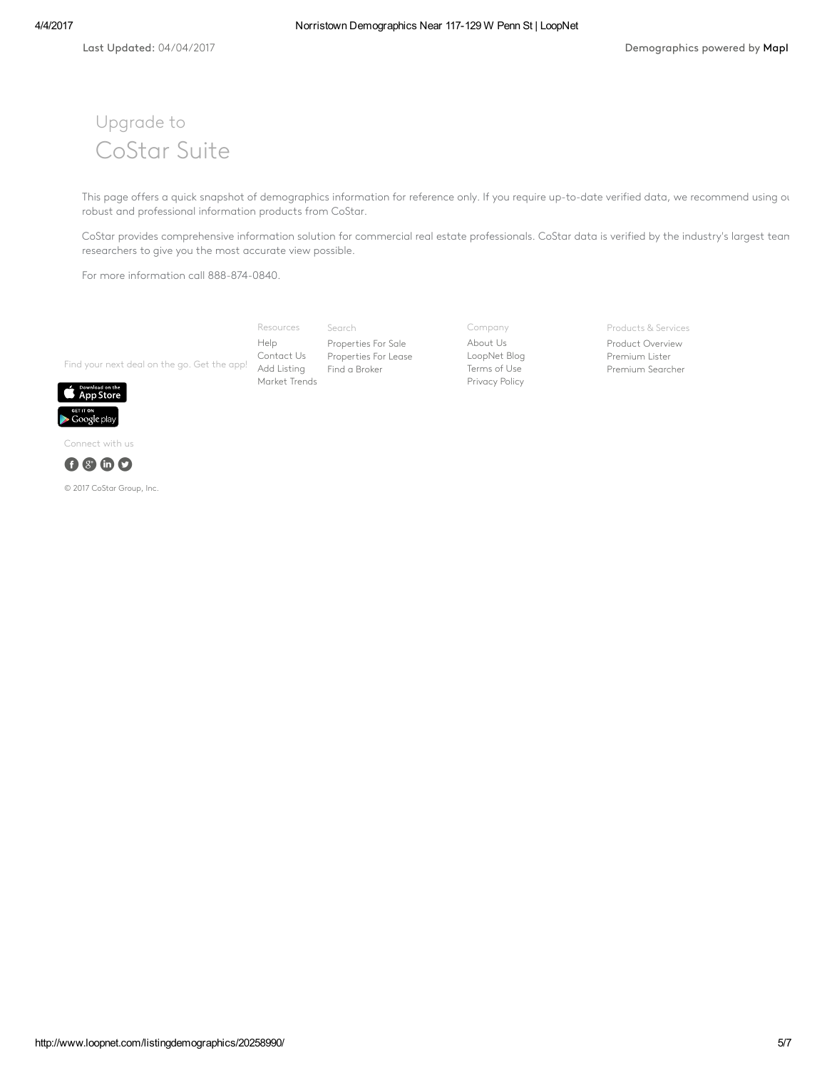Last Updated: 04/04/2017

Demographics powered by MapI

## Upgrade to
# CoStar Suite

This page offers a quick snapshot of demographics information for reference only. If you require up-to-date verified data, we recommend using ou robust and professional information products from CoStar.

CoStar provides comprehensive information solution for commercial real estate professionals. CoStar data is verified by the industry's largest team researchers to give you the most accurate view possible.

For more information call 888-874-0840.

Find your next deal on the go. Get the app!

**Resources**
- Help
- Contact Us
- Add Listing
- Market Trends

**Search**
- Properties For Sale
- Properties For Lease
- Find a Broker

**Company**
- About Us
- LoopNet Blog
- Terms of Use
- Privacy Policy

**Products & Services**
- Product Overview
- Premium Lister
- Premium Searcher

Download on the App Store

GET IT ON Google play

Connect with us

© 2017 CoStar Group, Inc.